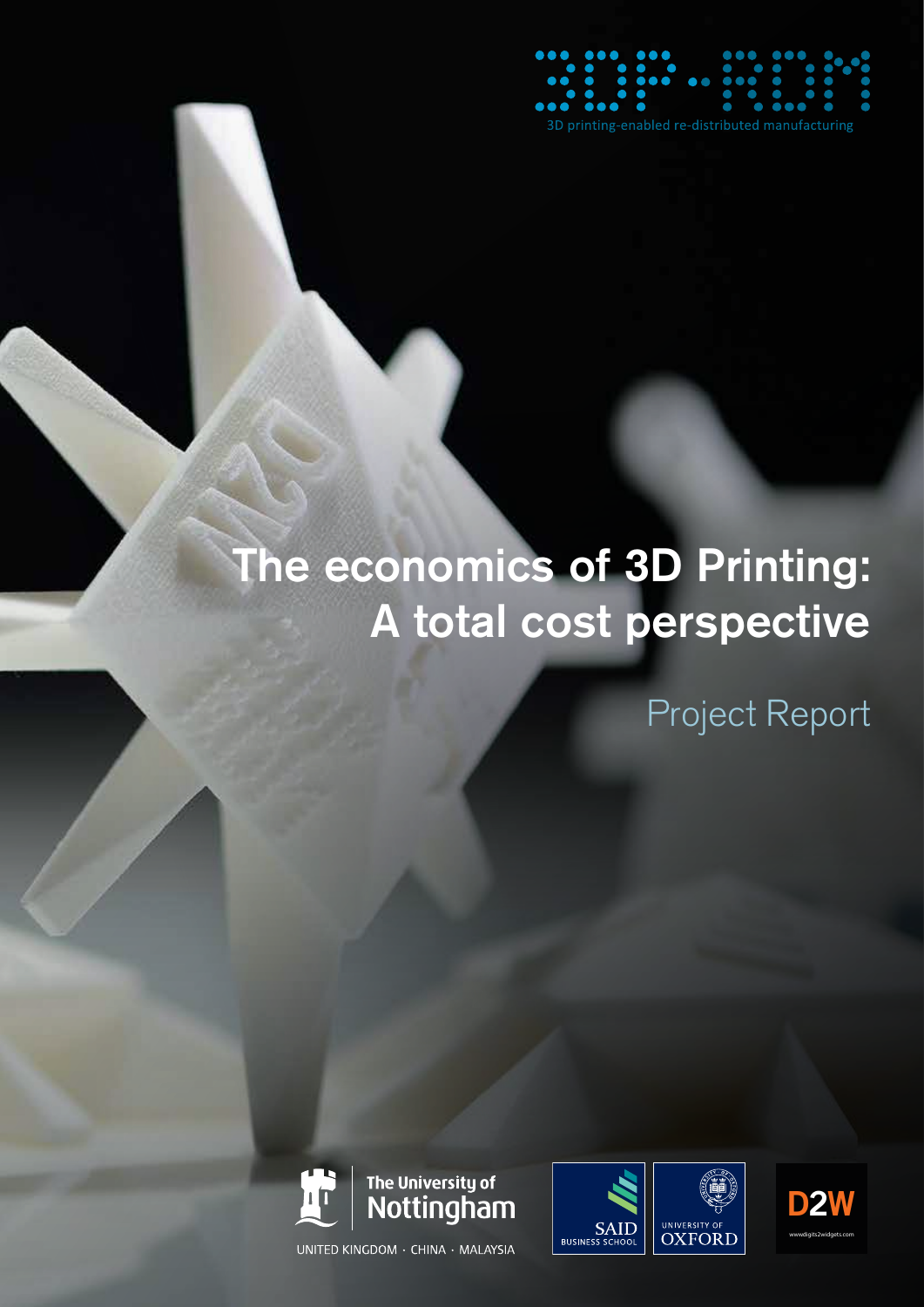3DP-RDM

3D printing-enabled re-distributed manufacturing

# The economics of 3D Printing: A total cost perspective

## Project Report

The University of Nottingham

UNITED KINGDOM · CHINA · MALAYSIA

SAID BUSINESS SCHOOL

UNIVERSITY OF OXFORD

D2W

www.digits2widgets.com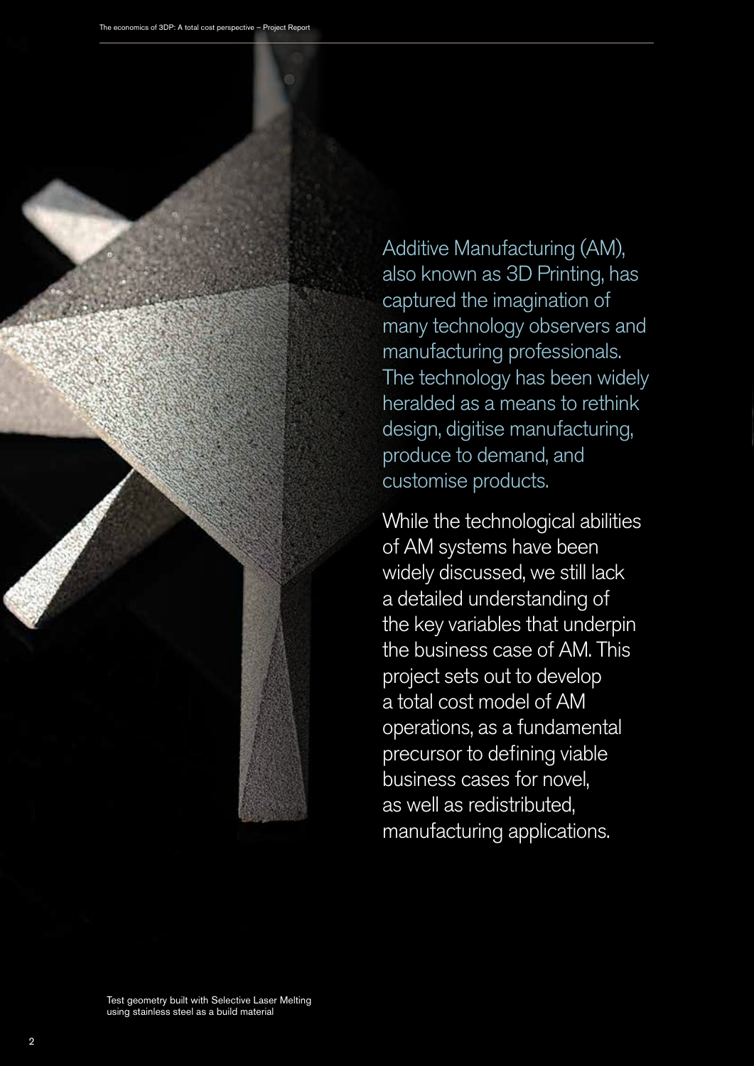Additive Manufacturing (AM), also known as 3D Printing, has captured the imagination of many technology observers and manufacturing professionals. The technology has been widely heralded as a means to rethink design, digitise manufacturing, produce to demand, and customise products.

While the technological abilities of AM systems have been widely discussed, we still lack a detailed understanding of the key variables that underpin the business case of AM. This project sets out to develop a total cost model of AM operations, as a fundamental precursor to defining viable business cases for novel, as well as redistributed, manufacturing applications.

Test geometry built with Selective Laser Melting using stainless steel as a build material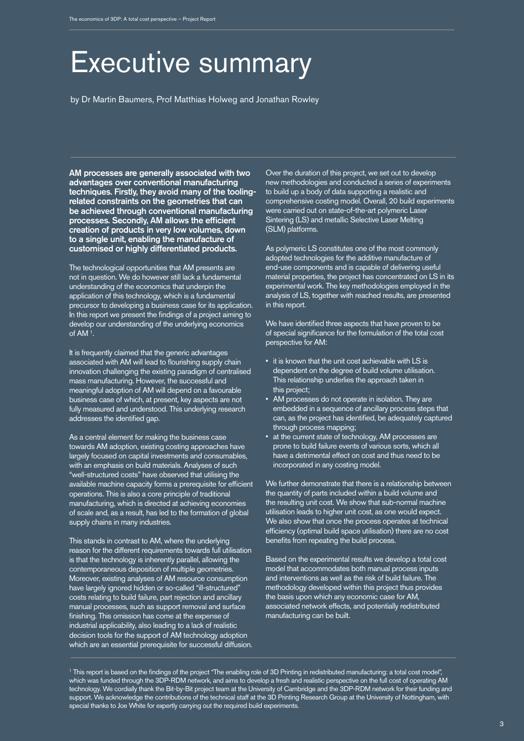# Executive summary

by Dr Martin Baumers, Prof Matthias Holweg and Jonathan Rowley

**AM processes are generally associated with two advantages over conventional manufacturing techniques. Firstly, they avoid many of the tooling-related constraints on the geometries that can be achieved through conventional manufacturing processes. Secondly, AM allows the efficient creation of products in very low volumes, down to a single unit, enabling the manufacture of customised or highly differentiated products.**

The technological opportunities that AM presents are not in question. We do however still lack a fundamental understanding of the economics that underpin the application of this technology, which is a fundamental precursor to developing a business case for its application. In this report we present the findings of a project aiming to develop our understanding of the underlying economics of AM [1].

It is frequently claimed that the generic advantages associated with AM will lead to flourishing supply chain innovation challenging the existing paradigm of centralised mass manufacturing. However, the successful and meaningful adoption of AM will depend on a favourable business case of which, at present, key aspects are not fully measured and understood. This underlying research addresses the identified gap.

As a central element for making the business case towards AM adoption, existing costing approaches have largely focused on capital investments and consumables, with an emphasis on build materials. Analyses of such "well-structured costs" have observed that utilising the available machine capacity forms a prerequisite for efficient operations. This is also a core principle of traditional manufacturing, which is directed at achieving economies of scale and, as a result, has led to the formation of global supply chains in many industries.

This stands in contrast to AM, where the underlying reason for the different requirements towards full utilisation is that the technology is inherently parallel, allowing the contemporaneous deposition of multiple geometries. Moreover, existing analyses of AM resource consumption have largely ignored hidden or so-called "ill-structured" costs relating to build failure, part rejection and ancillary manual processes, such as support removal and surface finishing. This omission has come at the expense of industrial applicability, also leading to a lack of realistic decision tools for the support of AM technology adoption which are an essential prerequisite for successful diffusion.

Over the duration of this project, we set out to develop new methodologies and conducted a series of experiments to build up a body of data supporting a realistic and comprehensive costing model. Overall, 20 build experiments were carried out on state-of-the-art polymeric Laser Sintering (LS) and metallic Selective Laser Melting (SLM) platforms.

As polymeric LS constitutes one of the most commonly adopted technologies for the additive manufacture of end-use components and is capable of delivering useful material properties, the project has concentrated on LS in its experimental work. The key methodologies employed in the analysis of LS, together with reached results, are presented in this report.

We have identified three aspects that have proven to be of special significance for the formulation of the total cost perspective for AM:

- it is known that the unit cost achievable with LS is dependent on the degree of build volume utilisation. This relationship underlies the approach taken in this project;
- AM processes do not operate in isolation. They are embedded in a sequence of ancillary process steps that can, as the project has identified, be adequately captured through process mapping;
- at the current state of technology, AM processes are prone to build failure events of various sorts, which all have a detrimental effect on cost and thus need to be incorporated in any costing model.

We further demonstrate that there is a relationship between the quantity of parts included within a build volume and the resulting unit cost. We show that sub-normal machine utilisation leads to higher unit cost, as one would expect. We also show that once the process operates at technical efficiency (optimal build space utilisation) there are no cost benefits from repeating the build process.

Based on the experimental results we develop a total cost model that accommodates both manual process inputs and interventions as well as the risk of build failure. The methodology developed within this project thus provides the basis upon which any economic case for AM, associated network effects, and potentially redistributed manufacturing can be built.

---

[1] This report is based on the findings of the project "The enabling role of 3D Printing in redistributed manufacturing: a total cost model", which was funded through the 3DP-RDM network, and aims to develop a fresh and realistic perspective on the full cost of operating AM technology. We cordially thank the Bit-by-Bit project team at the University of Cambridge and the 3DP-RDM network for their funding and support. We acknowledge the contributions of the technical staff at the 3D Printing Research Group at the University of Nottingham, with special thanks to Joe White for expertly carrying out the required build experiments.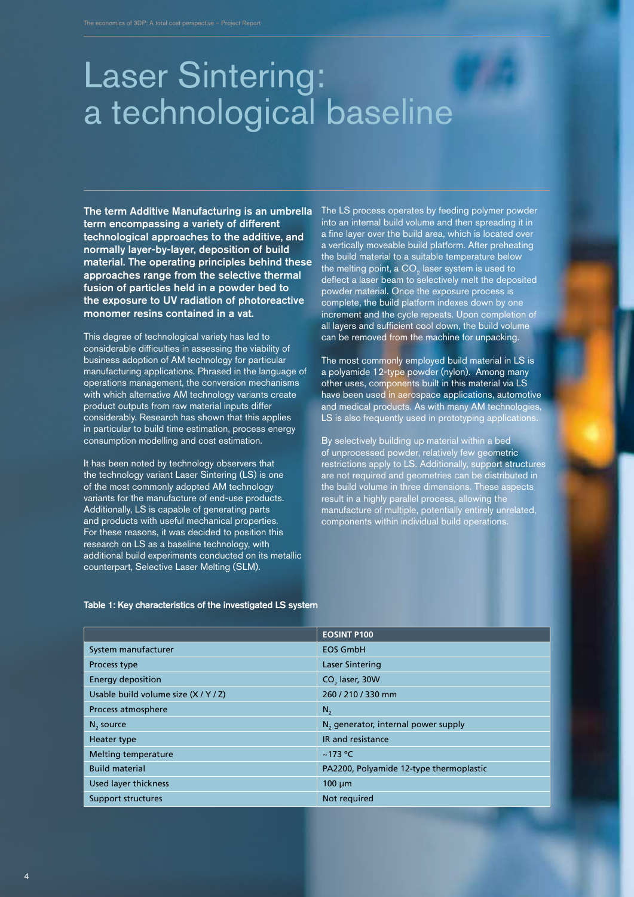# Laser Sintering: a technological baseline

**The term Additive Manufacturing is an umbrella term encompassing a variety of different technological approaches to the additive, and normally layer-by-layer, deposition of build material. The operating principles behind these approaches range from the selective thermal fusion of particles held in a powder bed to the exposure to UV radiation of photoreactive monomer resins contained in a vat.**

This degree of technological variety has led to considerable difficulties in assessing the viability of business adoption of AM technology for particular manufacturing applications. Phrased in the language of operations management, the conversion mechanisms with which alternative AM technology variants create product outputs from raw material inputs differ considerably. Research has shown that this applies in particular to build time estimation, process energy consumption modelling and cost estimation.

It has been noted by technology observers that the technology variant Laser Sintering (LS) is one of the most commonly adopted AM technology variants for the manufacture of end-use products. Additionally, LS is capable of generating parts and products with useful mechanical properties. For these reasons, it was decided to position this research on LS as a baseline technology, with additional build experiments conducted on its metallic counterpart, Selective Laser Melting (SLM).

The LS process operates by feeding polymer powder into an internal build volume and then spreading it in a fine layer over the build area, which is located over a vertically moveable build platform. After preheating the build material to a suitable temperature below the melting point, a $CO_2$ laser system is used to deflect a laser beam to selectively melt the deposited powder material. Once the exposure process is complete, the build platform indexes down by one increment and the cycle repeats. Upon completion of all layers and sufficient cool down, the build volume can be removed from the machine for unpacking.

The most commonly employed build material in LS is a polyamide 12-type powder (nylon). Among many other uses, components built in this material via LS have been used in aerospace applications, automotive and medical products. As with many AM technologies, LS is also frequently used in prototyping applications.

By selectively building up material within a bed of unprocessed powder, relatively few geometric restrictions apply to LS. Additionally, support structures are not required and geometries can be distributed in the build volume in three dimensions. These aspects result in a highly parallel process, allowing the manufacture of multiple, potentially entirely unrelated, components within individual build operations.

**Table 1: Key characteristics of the investigated LS system**

| | EOSINT P100 |
|---|---|
| System manufacturer | EOS GmbH |
| Process type | Laser Sintering |
| Energy deposition | $CO_2$ laser, 30W |
| Usable build volume size (X / Y / Z) | 260 / 210 / 330 mm |
| Process atmosphere | $N_2$ |
| $N_2$ source | $N_2$ generator, internal power supply |
| Heater type | IR and resistance |
| Melting temperature | ~173 °C |
| Build material | PA2200, Polyamide 12-type thermoplastic |
| Used layer thickness | 100 µm |
| Support structures | Not required |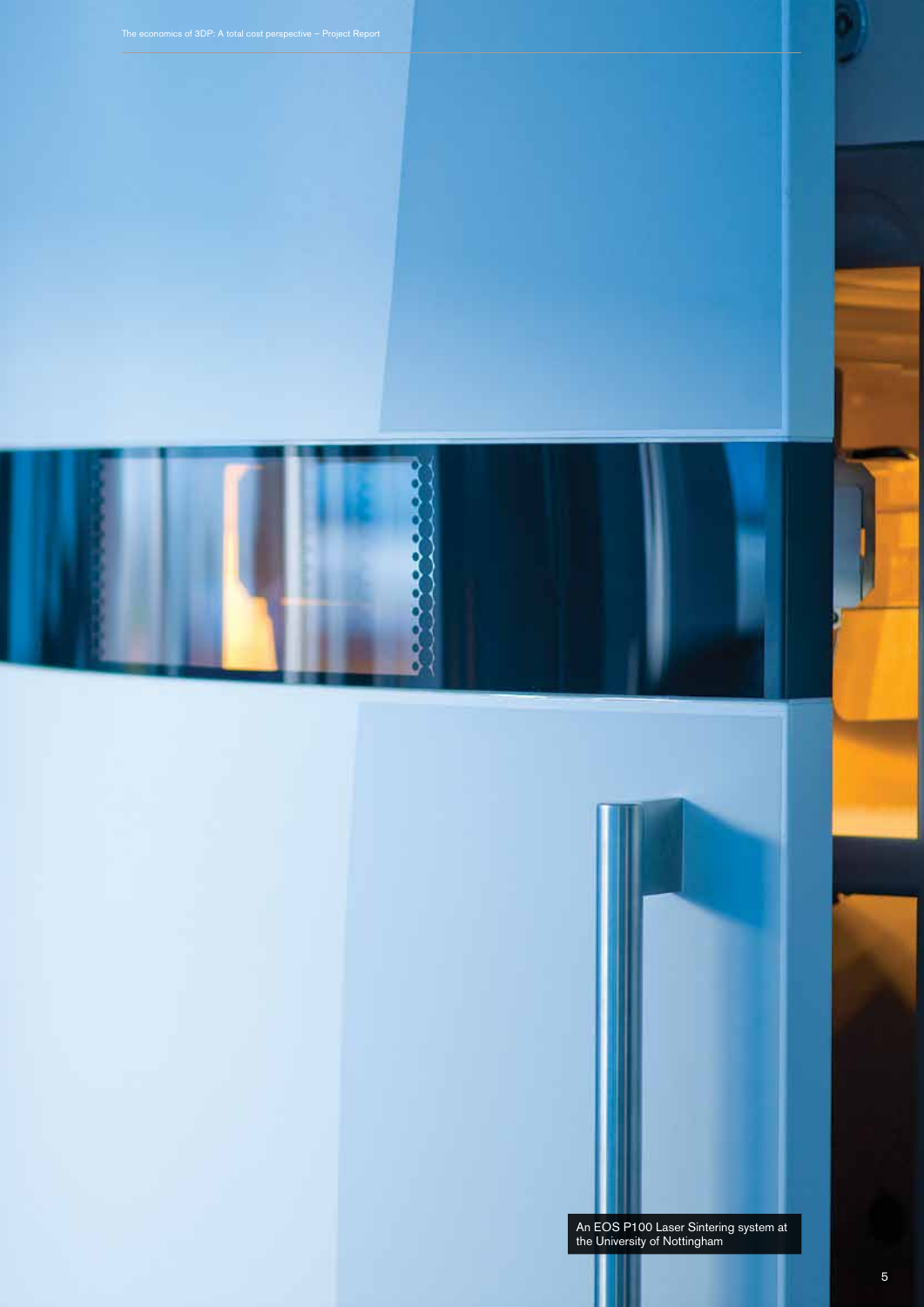An EOS P100 Laser Sintering system at the University of Nottingham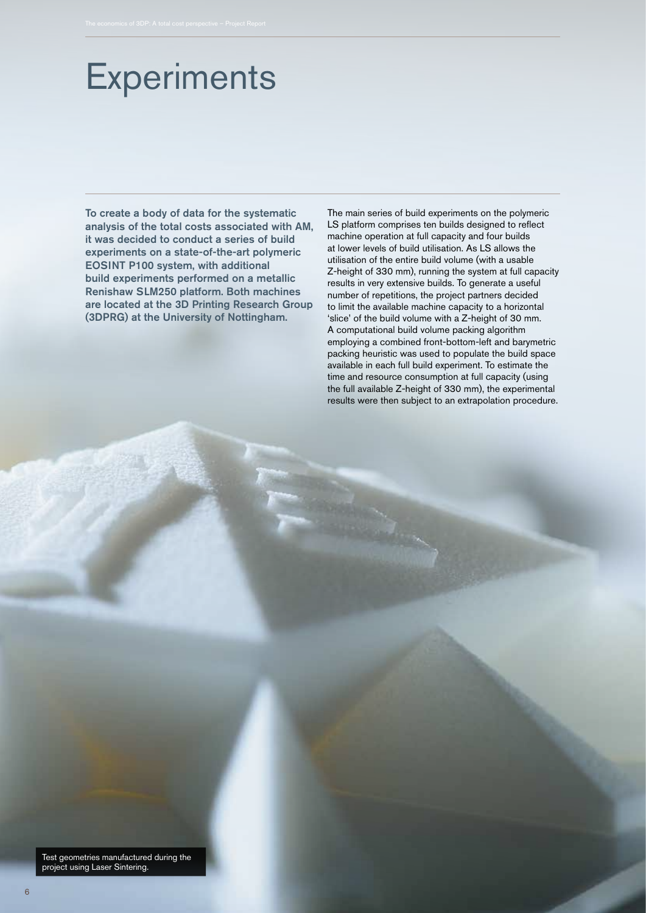# Experiments

**To create a body of data for the systematic analysis of the total costs associated with AM, it was decided to conduct a series of build experiments on a state-of-the-art polymeric EOSINT P100 system, with additional build experiments performed on a metallic Renishaw SLM250 platform. Both machines are located at the 3D Printing Research Group (3DPRG) at the University of Nottingham.**

The main series of build experiments on the polymeric LS platform comprises ten builds designed to reflect machine operation at full capacity and four builds at lower levels of build utilisation. As LS allows the utilisation of the entire build volume (with a usable Z-height of 330 mm), running the system at full capacity results in very extensive builds. To generate a useful number of repetitions, the project partners decided to limit the available machine capacity to a horizontal 'slice' of the build volume with a Z-height of 30 mm. A computational build volume packing algorithm employing a combined front-bottom-left and barymetric packing heuristic was used to populate the build space available in each full build experiment. To estimate the time and resource consumption at full capacity (using the full available Z-height of 330 mm), the experimental results were then subject to an extrapolation procedure.

Test geometries manufactured during the project using Laser Sintering.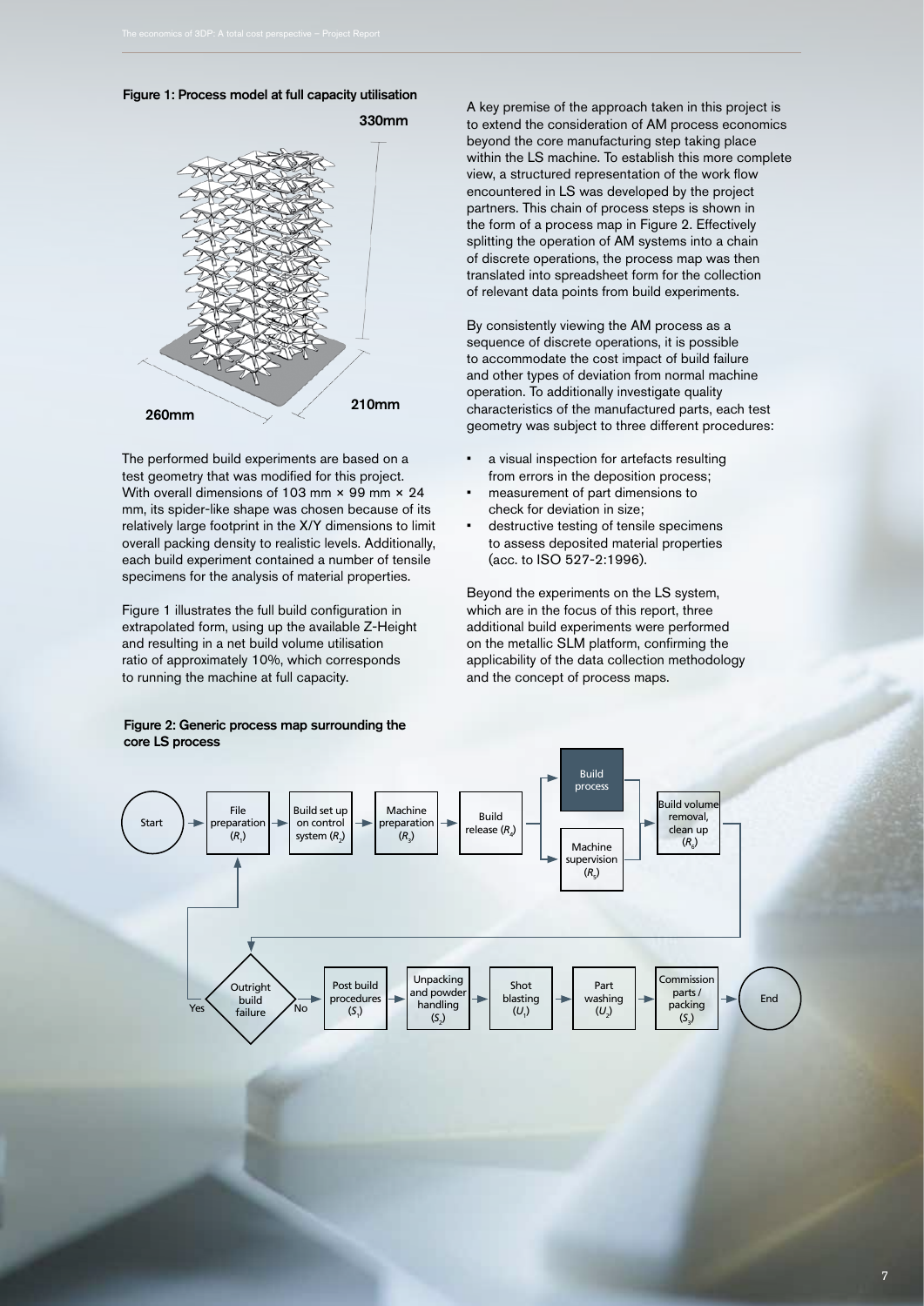**Figure 1: Process model at full capacity utilisation**

330mm

260mm

210mm

The performed build experiments are based on a test geometry that was modified for this project. With overall dimensions of 103 mm × 99 mm × 24 mm, its spider-like shape was chosen because of its relatively large footprint in the X/Y dimensions to limit overall packing density to realistic levels. Additionally, each build experiment contained a number of tensile specimens for the analysis of material properties.

Figure 1 illustrates the full build configuration in extrapolated form, using up the available Z-Height and resulting in a net build volume utilisation ratio of approximately 10%, which corresponds to running the machine at full capacity.

A key premise of the approach taken in this project is to extend the consideration of AM process economics beyond the core manufacturing step taking place within the LS machine. To establish this more complete view, a structured representation of the work flow encountered in LS was developed by the project partners. This chain of process steps is shown in the form of a process map in Figure 2. Effectively splitting the operation of AM systems into a chain of discrete operations, the process map was then translated into spreadsheet form for the collection of relevant data points from build experiments.

By consistently viewing the AM process as a sequence of discrete operations, it is possible to accommodate the cost impact of build failure and other types of deviation from normal machine operation. To additionally investigate quality characteristics of the manufactured parts, each test geometry was subject to three different procedures:

- a visual inspection for artefacts resulting from errors in the deposition process;
- measurement of part dimensions to check for deviation in size;
- destructive testing of tensile specimens to assess deposited material properties (acc. to ISO 527-2:1996).

Beyond the experiments on the LS system, which are in the focus of this report, three additional build experiments were performed on the metallic SLM platform, confirming the applicability of the data collection methodology and the concept of process maps.

**Figure 2: Generic process map surrounding the core LS process**

Start → File preparation ($R_1$) → Build set up on control system ($R_2$) → Machine preparation ($R_3$) → Build release ($R_4$) → Build process / Machine supervision ($R_5$) → Build volume removal, clean up ($R_6$) → Outright build failure (Yes → File preparation; No → Post build procedures ($S_1$)) → Unpacking and powder handling ($S_2$) → Shot blasting ($U_1$) → Part washing ($U_2$) → Commission parts / packing ($S_3$) → End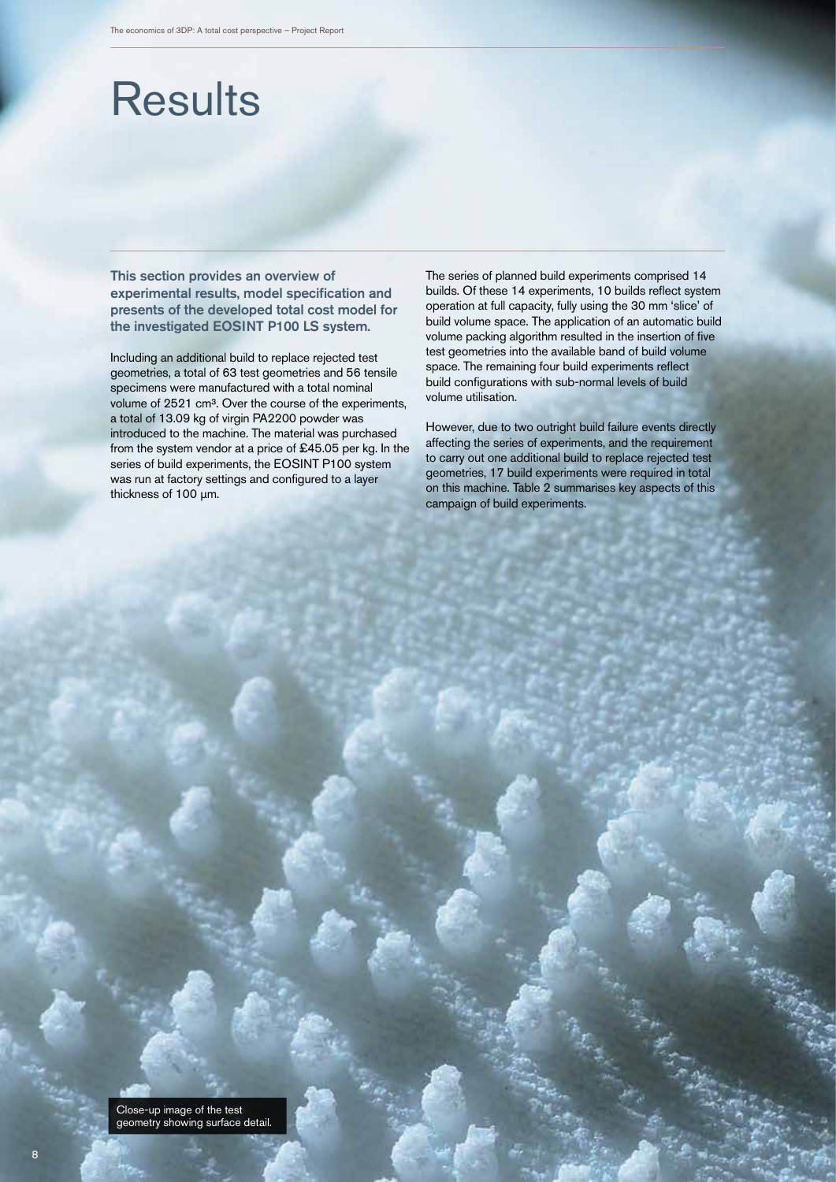# Results

**This section provides an overview of experimental results, model specification and presents of the developed total cost model for the investigated EOSINT P100 LS system.**

Including an additional build to replace rejected test geometries, a total of 63 test geometries and 56 tensile specimens were manufactured with a total nominal volume of 2521 cm³. Over the course of the experiments, a total of 13.09 kg of virgin PA2200 powder was introduced to the machine. The material was purchased from the system vendor at a price of £45.05 per kg. In the series of build experiments, the EOSINT P100 system was run at factory settings and configured to a layer thickness of 100 µm.

The series of planned build experiments comprised 14 builds. Of these 14 experiments, 10 builds reflect system operation at full capacity, fully using the 30 mm 'slice' of build volume space. The application of an automatic build volume packing algorithm resulted in the insertion of five test geometries into the available band of build volume space. The remaining four build experiments reflect build configurations with sub-normal levels of build volume utilisation.

However, due to two outright build failure events directly affecting the series of experiments, and the requirement to carry out one additional build to replace rejected test geometries, 17 build experiments were required in total on this machine. Table 2 summarises key aspects of this campaign of build experiments.

Close-up image of the test geometry showing surface detail.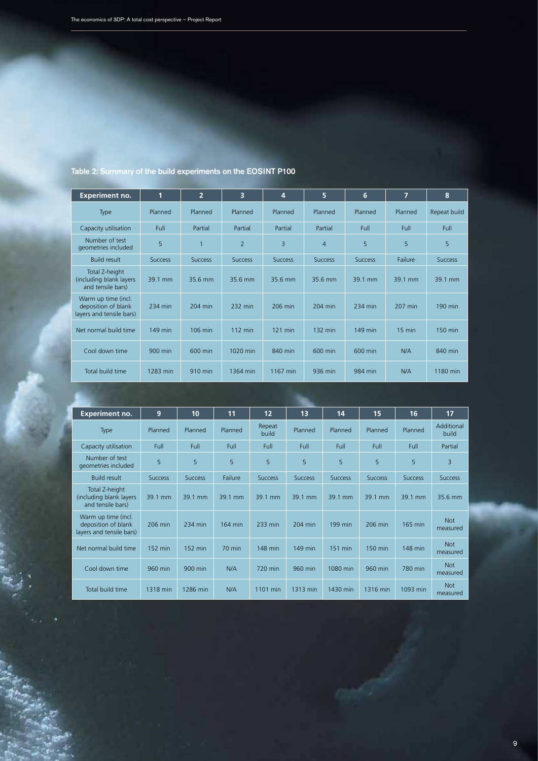**Table 2: Summary of the build experiments on the EOSINT P100**

| Experiment no. | 1 | 2 | 3 | 4 | 5 | 6 | 7 | 8 |
|---|---|---|---|---|---|---|---|---|
| Type | Planned | Planned | Planned | Planned | Planned | Planned | Planned | Repeat build |
| Capacity utilisation | Full | Partial | Partial | Partial | Partial | Full | Full | Full |
| Number of test geometries included | 5 | 1 | 2 | 3 | 4 | 5 | 5 | 5 |
| Build result | Success | Success | Success | Success | Success | Success | Failure | Success |
| Total Z-height (including blank layers and tensile bars) | 39.1 mm | 35.6 mm | 35.6 mm | 35.6 mm | 35.6 mm | 39.1 mm | 39.1 mm | 39.1 mm |
| Warm up time (incl. deposition of blank layers and tensile bars) | 234 min | 204 min | 232 min | 206 min | 204 min | 234 min | 207 min | 190 min |
| Net normal build time | 149 min | 106 min | 112 min | 121 min | 132 min | 149 min | 15 min | 150 min |
| Cool down time | 900 min | 600 min | 1020 min | 840 min | 600 min | 600 min | N/A | 840 min |
| Total build time | 1283 min | 910 min | 1364 min | 1167 min | 936 min | 984 min | N/A | 1180 min |

| Experiment no. | 9 | 10 | 11 | 12 | 13 | 14 | 15 | 16 | 17 |
|---|---|---|---|---|---|---|---|---|---|
| Type | Planned | Planned | Planned | Repeat build | Planned | Planned | Planned | Planned | Additional build |
| Capacity utilisation | Full | Full | Full | Full | Full | Full | Full | Full | Partial |
| Number of test geometries included | 5 | 5 | 5 | 5 | 5 | 5 | 5 | 5 | 3 |
| Build result | Success | Success | Failure | Success | Success | Success | Success | Success | Success |
| Total Z-height (including blank layers and tensile bars) | 39.1 mm | 39.1 mm | 39.1 mm | 39.1 mm | 39.1 mm | 39.1 mm | 39.1 mm | 39.1 mm | 35.6 mm |
| Warm up time (incl. deposition of blank layers and tensile bars) | 206 min | 234 min | 164 min | 233 min | 204 min | 199 min | 206 min | 165 min | Not measured |
| Net normal build time | 152 min | 152 min | 70 min | 148 min | 149 min | 151 min | 150 min | 148 min | Not measured |
| Cool down time | 960 min | 900 min | N/A | 720 min | 960 min | 1080 min | 960 min | 780 min | Not measured |
| Total build time | 1318 min | 1286 min | N/A | 1101 min | 1313 min | 1430 min | 1316 min | 1093 min | Not measured |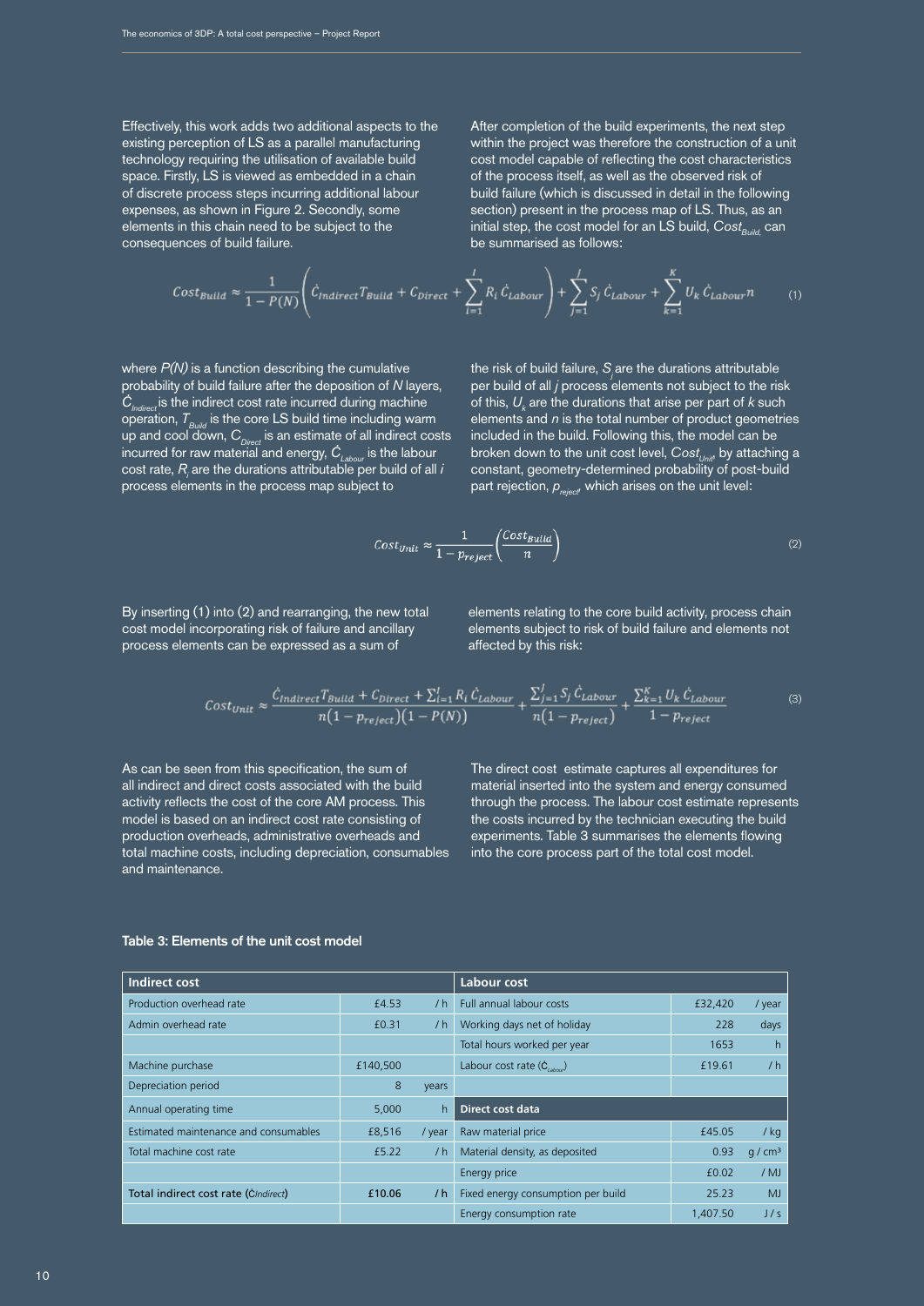Effectively, this work adds two additional aspects to the existing perception of LS as a parallel manufacturing technology requiring the utilisation of available build space. Firstly, LS is viewed as embedded in a chain of discrete process steps incurring additional labour expenses, as shown in Figure 2. Secondly, some elements in this chain need to be subject to the consequences of build failure.

After completion of the build experiments, the next step within the project was therefore the construction of a unit cost model capable of reflecting the cost characteristics of the process itself, as well as the observed risk of build failure (which is discussed in detail in the following section) present in the process map of LS. Thus, as an initial step, the cost model for an LS build, $Cost_{Build}$, can be summarised as follows:

$$Cost_{Build} \approx \frac{1}{1-P(N)}\left(\dot{C}_{Indirect}T_{Build} + C_{Direct} + \sum_{i=1}^{I} R_i\,\dot{C}_{Labour}\right) + \sum_{j=1}^{J} S_j\,\dot{C}_{Labour} + \sum_{k=1}^{K} U_k\,\dot{C}_{Labour}\,n \qquad (1)$$

where $P(N)$ is a function describing the cumulative probability of build failure after the deposition of $N$ layers, $\dot{C}_{Indirect}$ is the indirect cost rate incurred during machine operation, $T_{Build}$ is the core LS build time including warm up and cool down, $C_{Direct}$ is an estimate of all indirect costs incurred for raw material and energy, $\dot{C}_{Labour}$ is the labour cost rate, $R_i$ are the durations attributable per build of all $i$ process elements in the process map subject to the risk of build failure, $S_j$ are the durations attributable per build of all $j$ process elements not subject to the risk of this, $U_k$ are the durations that arise per part of $k$ such elements and $n$ is the total number of product geometries included in the build. Following this, the model can be broken down to the unit cost level, $Cost_{Unit}$, by attaching a constant, geometry-determined probability of post-build part rejection, $p_{reject}$, which arises on the unit level:

$$Cost_{Unit} \approx \frac{1}{1-p_{reject}}\left(\frac{Cost_{Build}}{n}\right) \qquad (2)$$

By inserting (1) into (2) and rearranging, the new total cost model incorporating risk of failure and ancillary process elements can be expressed as a sum of elements relating to the core build activity, process chain elements subject to risk of build failure and elements not affected by this risk:

$$Cost_{Unit} \approx \frac{\dot{C}_{Indirect}T_{Build} + C_{Direct} + \sum_{i=1}^{I} R_i\,\dot{C}_{Labour}}{n(1-p_{reject})(1-P(N))} + \frac{\sum_{j=1}^{J} S_j\,\dot{C}_{Labour}}{n(1-p_{reject})} + \frac{\sum_{k=1}^{K} U_k\,\dot{C}_{Labour}}{1-p_{reject}} \qquad (3)$$

As can be seen from this specification, the sum of all indirect and direct costs associated with the build activity reflects the cost of the core AM process. This model is based on an indirect cost rate consisting of production overheads, administrative overheads and total machine costs, including depreciation, consumables and maintenance.

The direct cost estimate captures all expenditures for material inserted into the system and energy consumed through the process. The labour cost estimate represents the costs incurred by the technician executing the build experiments. Table 3 summarises the elements flowing into the core process part of the total cost model.

**Table 3: Elements of the unit cost model**

| **Indirect cost** | | | **Labour cost** | | |
|---|---|---|---|---|---|
| Production overhead rate | £4.53 | / h | Full annual labour costs | £32,420 | / year |
| Admin overhead rate | £0.31 | / h | Working days net of holiday | 228 | days |
| | | | Total hours worked per year | 1653 | h |
| Machine purchase | £140,500 | | Labour cost rate ($\dot{C}_{Labour}$) | £19.61 | / h |
| Depreciation period | 8 | years | | | |
| Annual operating time | 5,000 | h | **Direct cost data** | | |
| Estimated maintenance and consumables | £8,516 | / year | Raw material price | £45.05 | / kg |
| Total machine cost rate | £5.22 | / h | Material density, as deposited | 0.93 | g / cm³ |
| | | | Energy price | £0.02 | / MJ |
| **Total indirect cost rate ($\dot{C}_{Indirect}$)** | **£10.06** | **/ h** | Fixed energy consumption per build | 25.23 | MJ |
| | | | Energy consumption rate | 1,407.50 | J / s |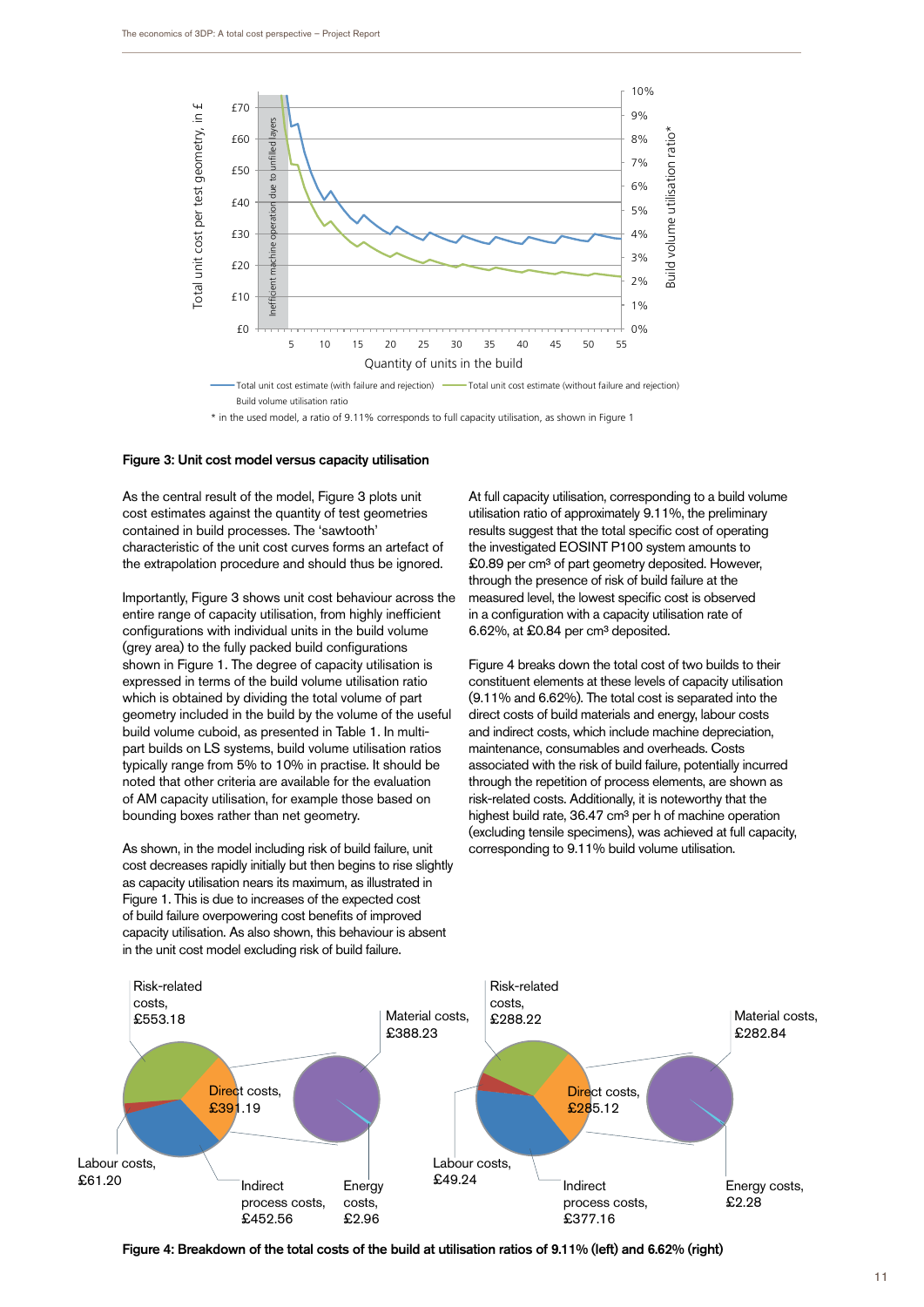**Figure 3: Unit cost model versus capacity utilisation**

As the central result of the model, Figure 3 plots unit cost estimates against the quantity of test geometries contained in build processes. The 'sawtooth' characteristic of the unit cost curves forms an artefact of the extrapolation procedure and should thus be ignored.

Importantly, Figure 3 shows unit cost behaviour across the entire range of capacity utilisation, from highly inefficient configurations with individual units in the build volume (grey area) to the fully packed build configurations shown in Figure 1. The degree of capacity utilisation is expressed in terms of the build volume utilisation ratio which is obtained by dividing the total volume of part geometry included in the build by the volume of the useful build volume cuboid, as presented in Table 1. In multi-part builds on LS systems, build volume utilisation ratios typically range from 5% to 10% in practise. It should be noted that other criteria are available for the evaluation of AM capacity utilisation, for example those based on bounding boxes rather than net geometry.

As shown, in the model including risk of build failure, unit cost decreases rapidly initially but then begins to rise slightly as capacity utilisation nears its maximum, as illustrated in Figure 1. This is due to increases of the expected cost of build failure overpowering cost benefits of improved capacity utilisation. As also shown, this behaviour is absent in the unit cost model excluding risk of build failure.

At full capacity utilisation, corresponding to a build volume utilisation ratio of approximately 9.11%, the preliminary results suggest that the total specific cost of operating the investigated EOSINT P100 system amounts to £0.89 per $cm^3$ of part geometry deposited. However, through the presence of risk of build failure at the measured level, the lowest specific cost is observed in a configuration with a capacity utilisation rate of 6.62%, at £0.84 per $cm^3$ deposited.

Figure 4 breaks down the total cost of two builds to their constituent elements at these levels of capacity utilisation (9.11% and 6.62%). The total cost is separated into the direct costs of build materials and energy, labour costs and indirect costs, which include machine depreciation, maintenance, consumables and overheads. Costs associated with the risk of build failure, potentially incurred through the repetition of process elements, are shown as risk-related costs. Additionally, it is noteworthy that the highest build rate, 36.47 $cm^3$ per h of machine operation (excluding tensile specimens), was achieved at full capacity, corresponding to 9.11% build volume utilisation.

**Figure 4: Breakdown of the total costs of the build at utilisation ratios of 9.11% (left) and 6.62% (right)**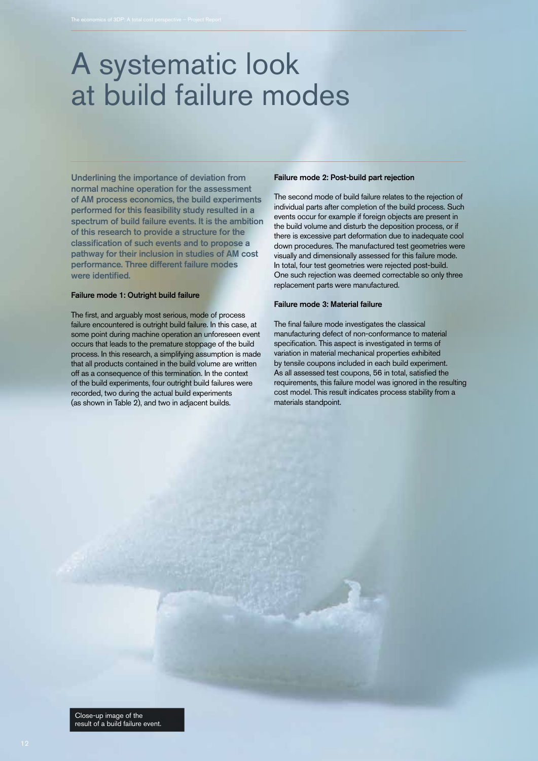# A systematic look at build failure modes

**Underlining the importance of deviation from normal machine operation for the assessment of AM process economics, the build experiments performed for this feasibility study resulted in a spectrum of build failure events. It is the ambition of this research to provide a structure for the classification of such events and to propose a pathway for their inclusion in studies of AM cost performance. Three different failure modes were identified.**

### Failure mode 1: Outright build failure

The first, and arguably most serious, mode of process failure encountered is outright build failure. In this case, at some point during machine operation an unforeseen event occurs that leads to the premature stoppage of the build process. In this research, a simplifying assumption is made that all products contained in the build volume are written off as a consequence of this termination. In the context of the build experiments, four outright build failures were recorded, two during the actual build experiments (as shown in Table 2), and two in adjacent builds.

### Failure mode 2: Post-build part rejection

The second mode of build failure relates to the rejection of individual parts after completion of the build process. Such events occur for example if foreign objects are present in the build volume and disturb the deposition process, or if there is excessive part deformation due to inadequate cool down procedures. The manufactured test geometries were visually and dimensionally assessed for this failure mode. In total, four test geometries were rejected post-build. One such rejection was deemed correctable so only three replacement parts were manufactured.

### Failure mode 3: Material failure

The final failure mode investigates the classical manufacturing defect of non-conformance to material specification. This aspect is investigated in terms of variation in material mechanical properties exhibited by tensile coupons included in each build experiment. As all assessed test coupons, 56 in total, satisfied the requirements, this failure model was ignored in the resulting cost model. This result indicates process stability from a materials standpoint.

Close-up image of the result of a build failure event.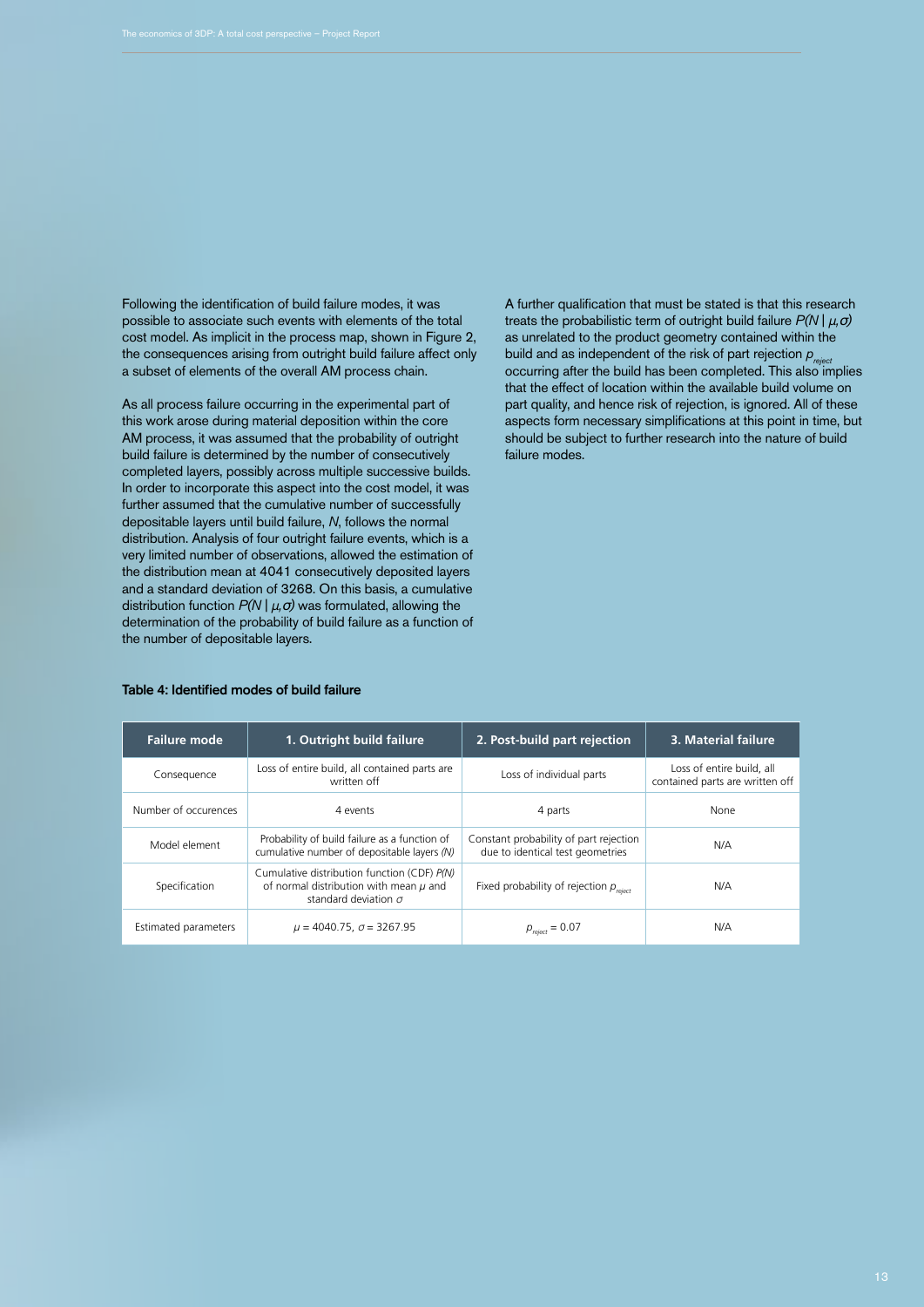Following the identification of build failure modes, it was possible to associate such events with elements of the total cost model. As implicit in the process map, shown in Figure 2, the consequences arising from outright build failure affect only a subset of elements of the overall AM process chain.

As all process failure occurring in the experimental part of this work arose during material deposition within the core AM process, it was assumed that the probability of outright build failure is determined by the number of consecutively completed layers, possibly across multiple successive builds. In order to incorporate this aspect into the cost model, it was further assumed that the cumulative number of successfully depositable layers until build failure, $N$, follows the normal distribution. Analysis of four outright failure events, which is a very limited number of observations, allowed the estimation of the distribution mean at 4041 consecutively deposited layers and a standard deviation of 3268. On this basis, a cumulative distribution function $P(N \mid \mu,\sigma)$ was formulated, allowing the determination of the probability of build failure as a function of the number of depositable layers.

A further qualification that must be stated is that this research treats the probabilistic term of outright build failure $P(N \mid \mu,\sigma)$ as unrelated to the product geometry contained within the build and as independent of the risk of part rejection $p_{reject}$ occurring after the build has been completed. This also implies that the effect of location within the available build volume on part quality, and hence risk of rejection, is ignored. All of these aspects form necessary simplifications at this point in time, but should be subject to further research into the nature of build failure modes.

**Table 4: Identified modes of build failure**

| Failure mode | 1. Outright build failure | 2. Post-build part rejection | 3. Material failure |
|---|---|---|---|
| Consequence | Loss of entire build, all contained parts are written off | Loss of individual parts | Loss of entire build, all contained parts are written off |
| Number of occurences | 4 events | 4 parts | None |
| Model element | Probability of build failure as a function of cumulative number of depositable layers *(N)* | Constant probability of part rejection due to identical test geometries | N/A |
| Specification | Cumulative distribution function (CDF) $P(N)$ of normal distribution with mean $\mu$ and standard deviation $\sigma$ | Fixed probability of rejection $p_{reject}$ | N/A |
| Estimated parameters | $\mu = 4040.75$, $\sigma = 3267.95$ | $p_{reject} = 0.07$ | N/A |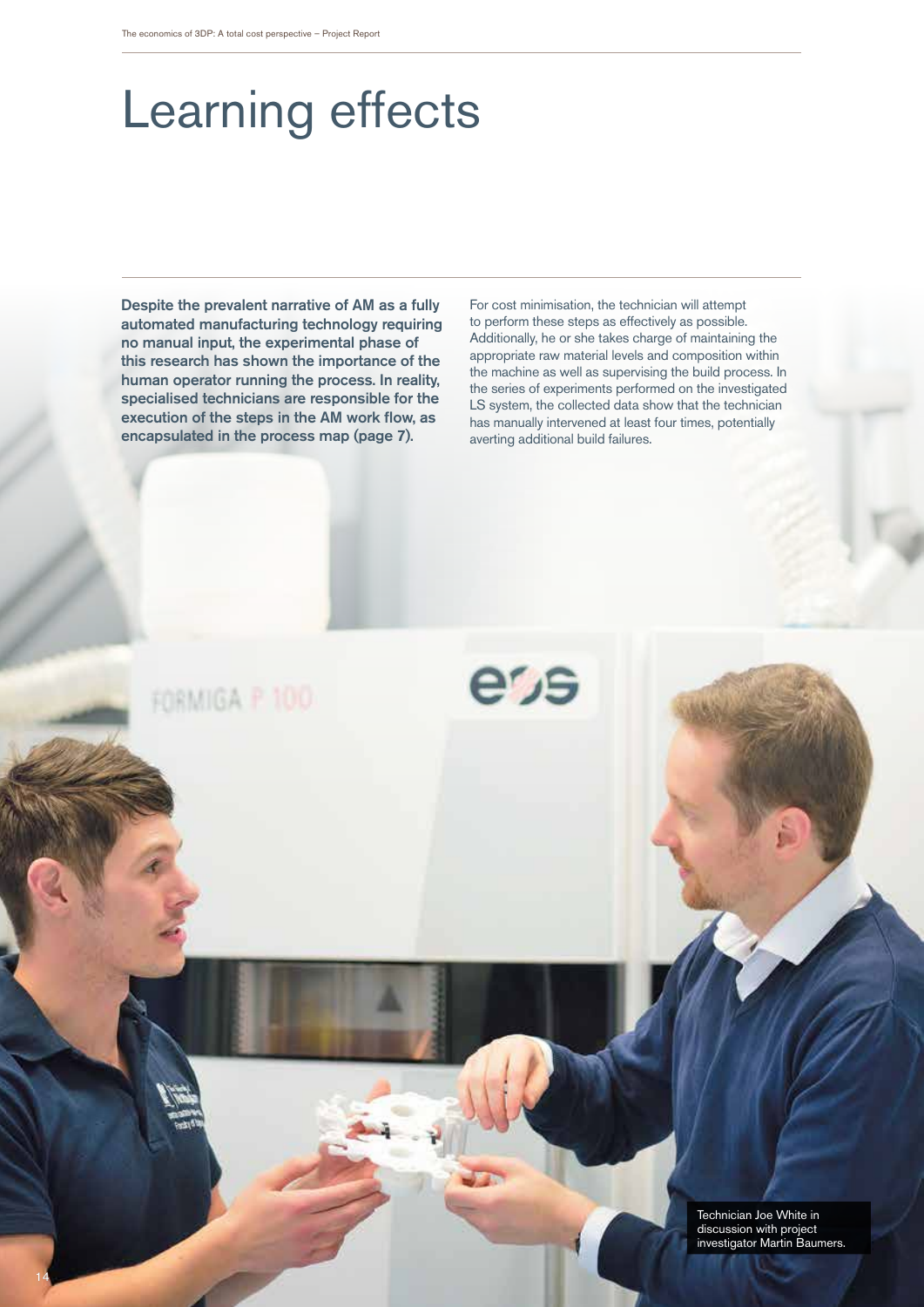# Learning effects

**Despite the prevalent narrative of AM as a fully automated manufacturing technology requiring no manual input, the experimental phase of this research has shown the importance of the human operator running the process. In reality, specialised technicians are responsible for the execution of the steps in the AM work flow, as encapsulated in the process map (page 7).**

For cost minimisation, the technician will attempt to perform these steps as effectively as possible. Additionally, he or she takes charge of maintaining the appropriate raw material levels and composition within the machine as well as supervising the build process. In the series of experiments performed on the investigated LS system, the collected data show that the technician has manually intervened at least four times, potentially averting additional build failures.

Technician Joe White in discussion with project investigator Martin Baumers.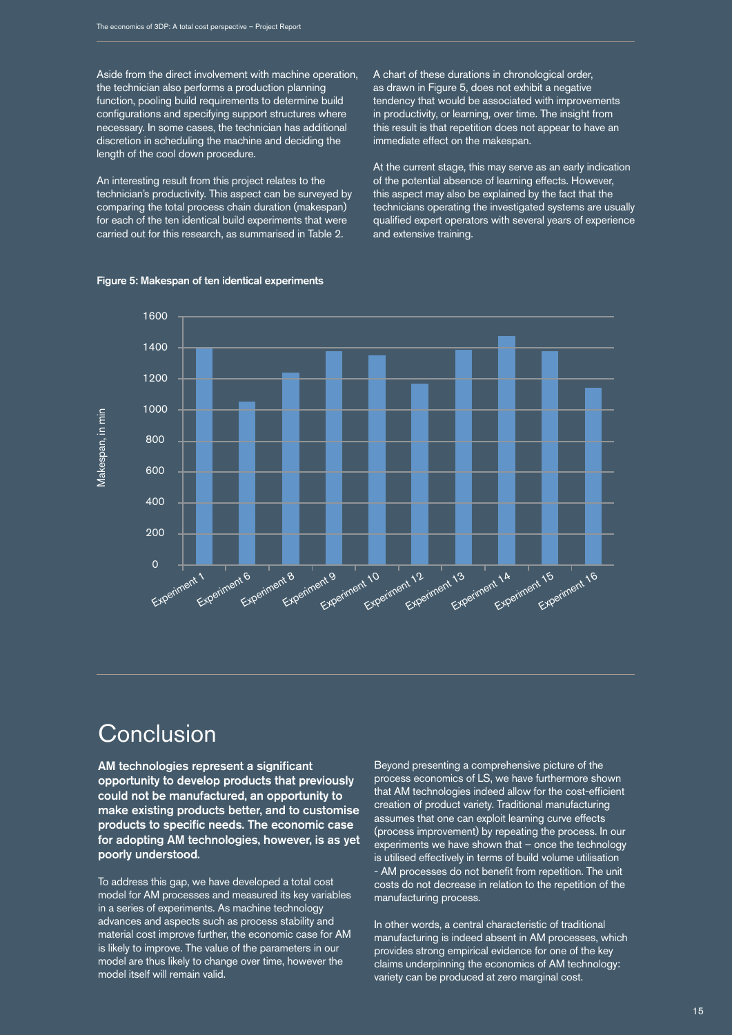Aside from the direct involvement with machine operation, the technician also performs a production planning function, pooling build requirements to determine build configurations and specifying support structures where necessary. In some cases, the technician has additional discretion in scheduling the machine and deciding the length of the cool down procedure.

An interesting result from this project relates to the technician's productivity. This aspect can be surveyed by comparing the total process chain duration (makespan) for each of the ten identical build experiments that were carried out for this research, as summarised in Table 2.

A chart of these durations in chronological order, as drawn in Figure 5, does not exhibit a negative tendency that would be associated with improvements in productivity, or learning, over time. The insight from this result is that repetition does not appear to have an immediate effect on the makespan.

At the current stage, this may serve as an early indication of the potential absence of learning effects. However, this aspect may also be explained by the fact that the technicians operating the investigated systems are usually qualified expert operators with several years of experience and extensive training.

**Figure 5: Makespan of ten identical experiments**

# Conclusion

**AM technologies represent a significant opportunity to develop products that previously could not be manufactured, an opportunity to make existing products better, and to customise products to specific needs. The economic case for adopting AM technologies, however, is as yet poorly understood.**

To address this gap, we have developed a total cost model for AM processes and measured its key variables in a series of experiments. As machine technology advances and aspects such as process stability and material cost improve further, the economic case for AM is likely to improve. The value of the parameters in our model are thus likely to change over time, however the model itself will remain valid.

Beyond presenting a comprehensive picture of the process economics of LS, we have furthermore shown that AM technologies indeed allow for the cost-efficient creation of product variety. Traditional manufacturing assumes that one can exploit learning curve effects (process improvement) by repeating the process. In our experiments we have shown that – once the technology is utilised effectively in terms of build volume utilisation - AM processes do not benefit from repetition. The unit costs do not decrease in relation to the repetition of the manufacturing process.

In other words, a central characteristic of traditional manufacturing is indeed absent in AM processes, which provides strong empirical evidence for one of the key claims underpinning the economics of AM technology: variety can be produced at zero marginal cost.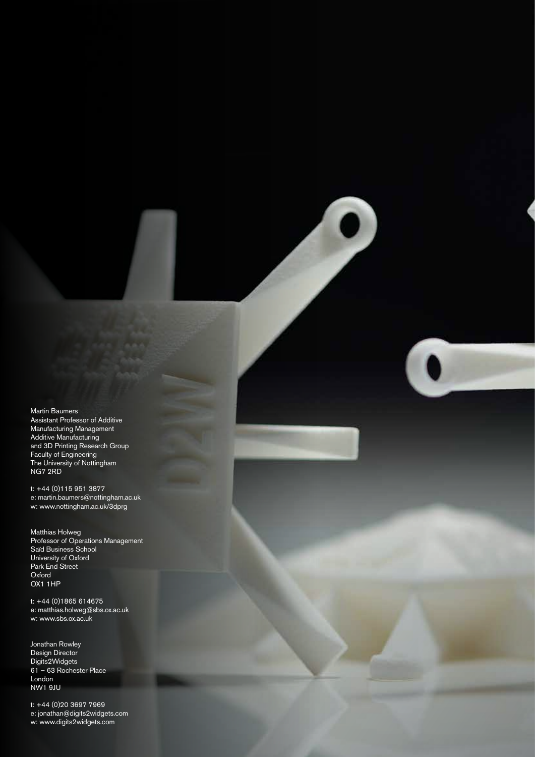Martin Baumers
Assistant Professor of Additive Manufacturing Management
Additive Manufacturing and 3D Printing Research Group
Faculty of Engineering
The University of Nottingham
NG7 2RD

t: +44 (0)115 951 3877
e: martin.baumers@nottingham.ac.uk
w: www.nottingham.ac.uk/3dprg

Matthias Holweg
Professor of Operations Management
Saïd Business School
University of Oxford
Park End Street
Oxford
OX1 1HP

t: +44 (0)1865 614675
e: matthias.holweg@sbs.ox.ac.uk
w: www.sbs.ox.ac.uk

Jonathan Rowley
Design Director
Digits2Widgets
61 – 63 Rochester Place
London
NW1 9JU

t: +44 (0)20 3697 7969
e: jonathan@digits2widgets.com
w: www.digits2widgets.com